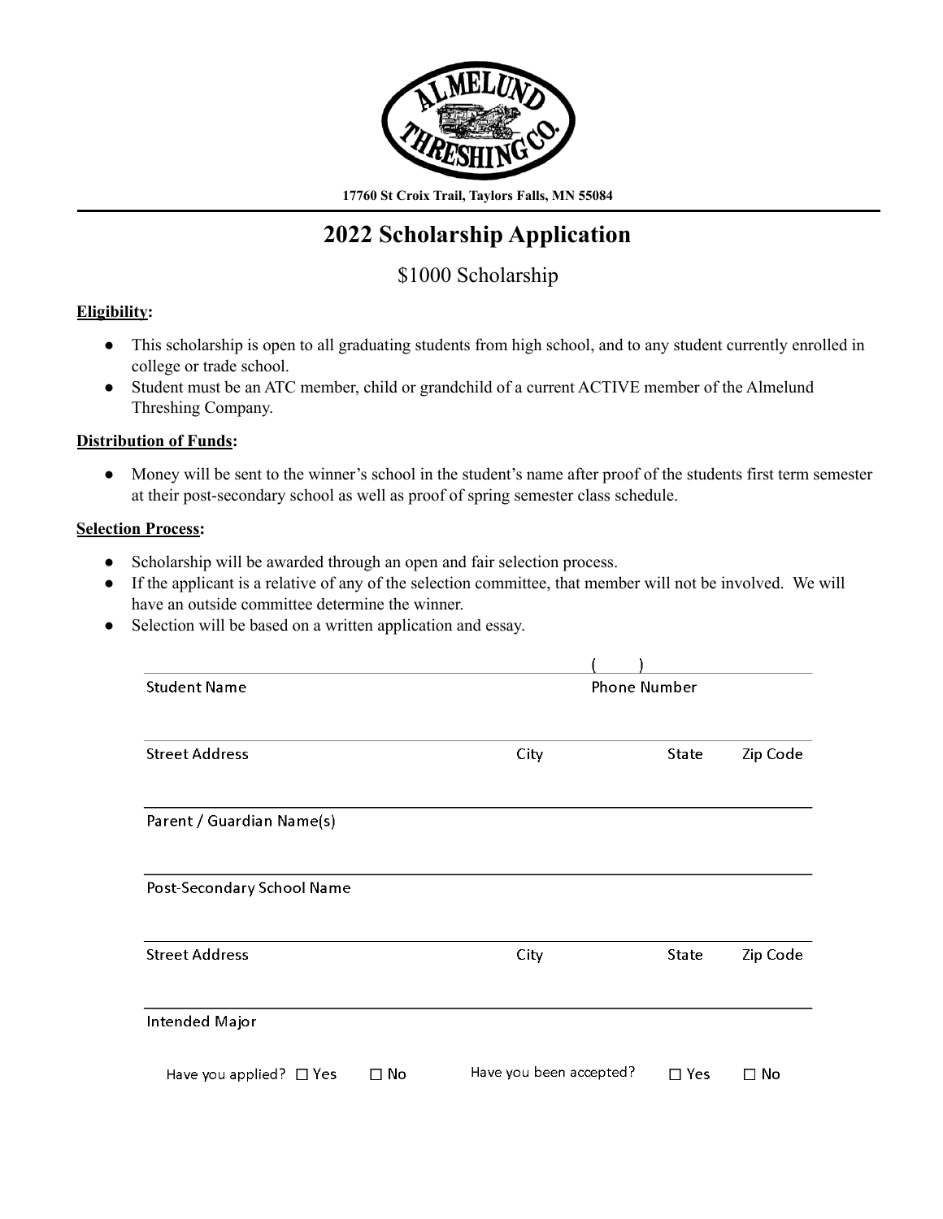ALMELUND THRESHING CO.

**17760 St Croix Trail, Taylors Falls, MN 55084**

# 2022 Scholarship Application

## $1000 Scholarship

**Eligibility:**

- This scholarship is open to all graduating students from high school, and to any student currently enrolled in college or trade school.
- Student must be an ATC member, child or grandchild of a current ACTIVE member of the Almelund Threshing Company.

**Distribution of Funds:**

- Money will be sent to the winner's school in the student's name after proof of the students first term semester at their post-secondary school as well as proof of spring semester class schedule.

**Selection Process:**

- Scholarship will be awarded through an open and fair selection process.
- If the applicant is a relative of any of the selection committee, that member will not be involved. We will have an outside committee determine the winner.
- Selection will be based on a written application and essay.

Student Name ______________________ Phone Number ( &nbsp;&nbsp; ) ______________________

Street Address ______________________ City ______________ State ______ Zip Code ______

Parent / Guardian Name(s) ______________________

Post-Secondary School Name ______________________

Street Address ______________________ City ______________ State ______ Zip Code ______

Intended Major ______________________

Have you applied? ☐ Yes ☐ No &nbsp;&nbsp;&nbsp; Have you been accepted? ☐ Yes ☐ No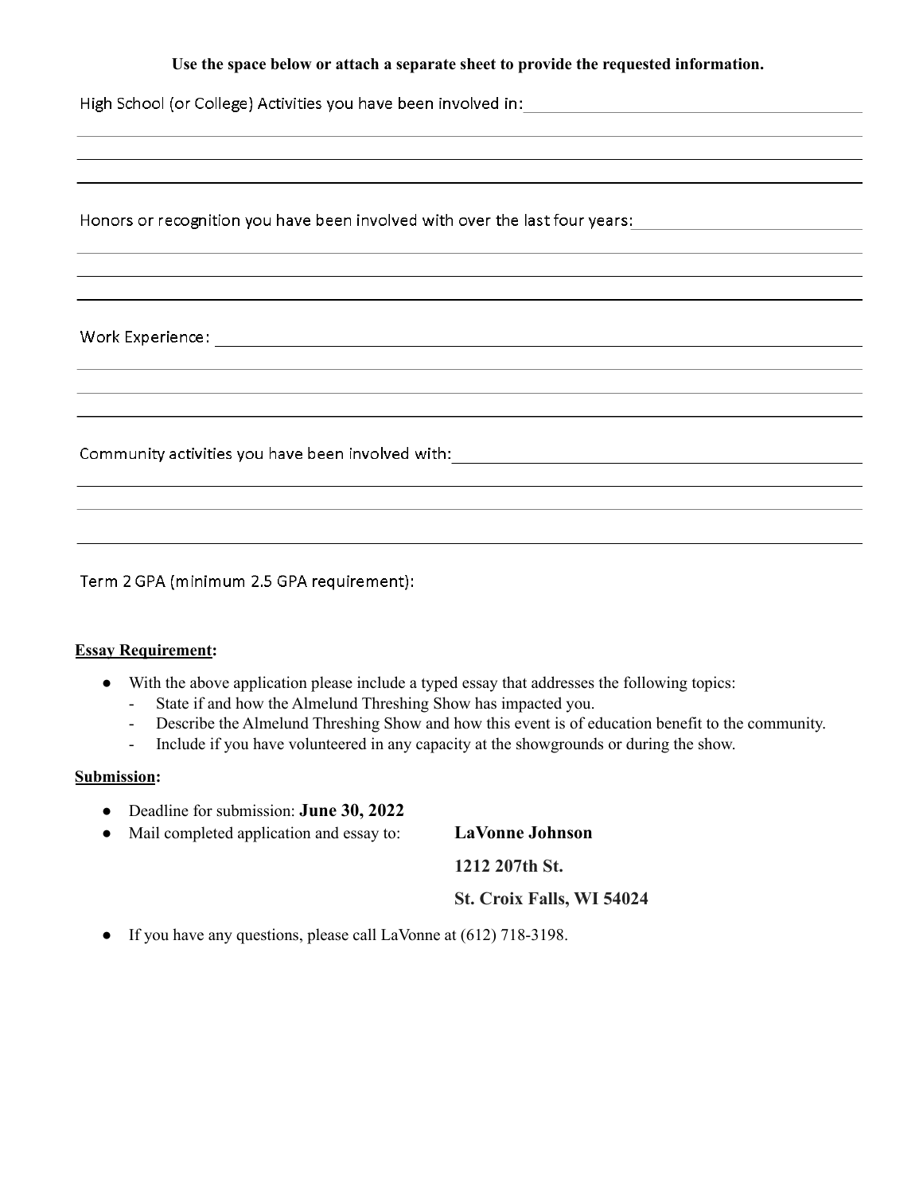**Use the space below or attach a separate sheet to provide the requested information.**

High School (or College) Activities you have been involved in:

Honors or recognition you have been involved with over the last four years:

Work Experience:

Community activities you have been involved with:

Term 2 GPA (minimum 2.5 GPA requirement):

**Essay Requirement:**

- With the above application please include a typed essay that addresses the following topics:
  - State if and how the Almelund Threshing Show has impacted you.
  - Describe the Almelund Threshing Show and how this event is of education benefit to the community.
  - Include if you have volunteered in any capacity at the showgrounds or during the show.

**Submission:**

- Deadline for submission: **June 30, 2022**
- Mail completed application and essay to: **LaVonne Johnson**
  **1212 207th St.**
  **St. Croix Falls, WI 54024**
- If you have any questions, please call LaVonne at (612) 718-3198.